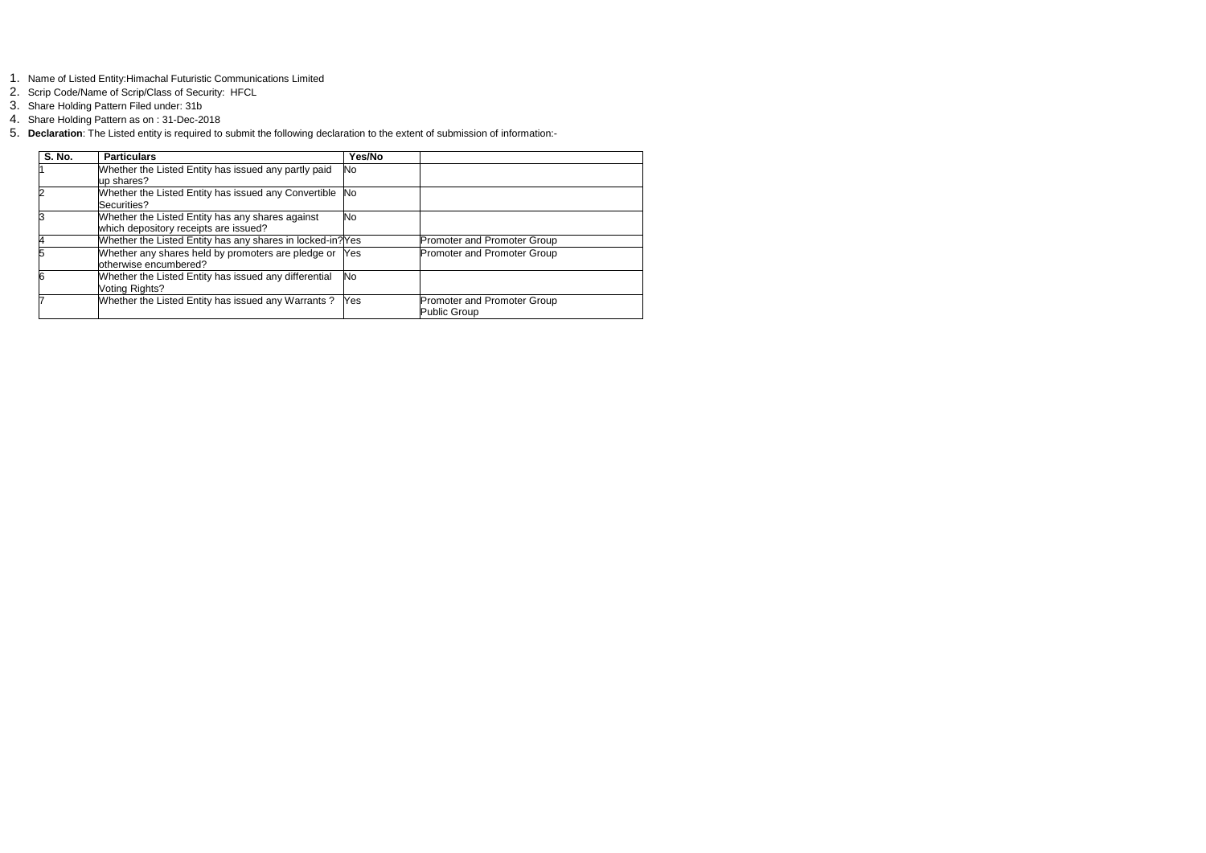1. Name of Listed Entity:Himachal Futuristic Communications Limited
2. Scrip Code/Name of Scrip/Class of Security: HFCL
3. Share Holding Pattern Filed under: 31b
4. Share Holding Pattern as on : 31-Dec-2018
5. **Declaration**: The Listed entity is required to submit the following declaration to the extent of submission of information:-

| S. No. | Particulars | Yes/No | |
|---|---|---|---|
| 1 | Whether the Listed Entity has issued any partly paid up shares? | No | |
| 2 | Whether the Listed Entity has issued any Convertible Securities? | No | |
| 3 | Whether the Listed Entity has any shares against which depository receipts are issued? | No | |
| 4 | Whether the Listed Entity has any shares in locked-in? | Yes | Promoter and Promoter Group |
| 5 | Whether any shares held by promoters are pledge or otherwise encumbered? | Yes | Promoter and Promoter Group |
| 6 | Whether the Listed Entity has issued any differential Voting Rights? | No | |
| 7 | Whether the Listed Entity has issued any Warrants ? | Yes | Promoter and Promoter Group<br>Public Group |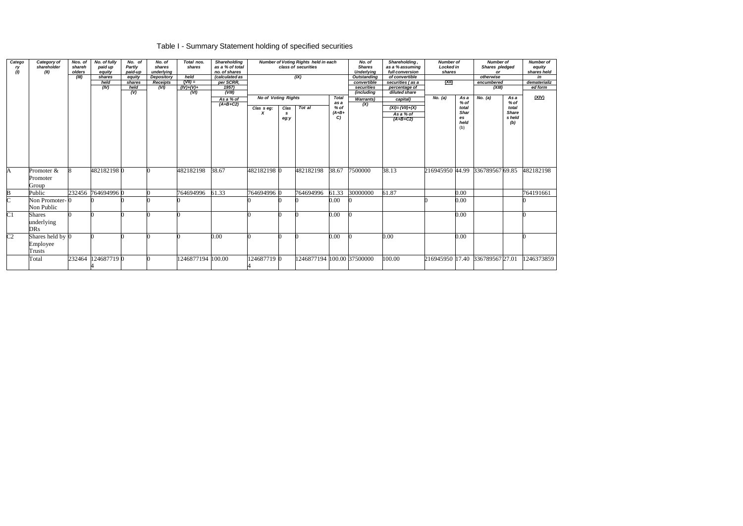# Table I - Summary Statement holding of specified securities

| Category (I) | Category of shareholder (II) | Nos. of shareholders (III) | No. of fully paid up equity shares held (IV) | No. of Partly paid-up equity shares held (V) | No. of shares underlying Depository Receipts (VI) | Total nos. shares held (VII) = (IV)+(V)+ (VI) | Shareholding as a % of total no. of shares (calculated as per SCRR, 1957) (VIII) As a % of (A+B+C2) | Number of Voting Rights held in each class of securities (IX) | | | | No. of Shares Underlying Outstanding convertible securities (including Warrants) (X) | Shareholding , as a % assuming full conversion of convertible securities ( as a percentage of diluted share capital) (XI)= (VII)+(X) As a % of (A+B+C2) | Number of Locked in shares (XII) | | Number of Shares pledged or otherwise encumbered (XIII) | | Number of equity shares held in dematerialized form (XIV) |
|---|---|---|---|---|---|---|---|---|---|---|---|---|---|---|---|---|---|---|
| | | | | | | | | No of Voting Rights | | | Total as a % of (A+B+ C) | | | No. (a) | As a % of total Shares held (b) | No. (a) | As a % of total Shares held (b) | |
| | | | | | | | | Class eg: X | Class eg:y | Total | | | | | | | | |
| A | Promoter & Promoter Group | 8 | 482182198 | 0 | 0 | 482182198 | 38.67 | 482182198 | 0 | 482182198 | 38.67 | 7500000 | 38.13 | 216945950 | 44.99 | 336789567 | 69.85 | 482182198 |
| B | Public | 232456 | 764694996 | 0 | 0 | 764694996 | 61.33 | 764694996 | 0 | 764694996 | 61.33 | 30000000 | 61.87 | | 0.00 | | | 764191661 |
| C | Non Promoter- Non Public | 0 | 0 | 0 | 0 | 0 | | 0 | 0 | 0 | 0.00 | 0 | | 0 | 0.00 | | | 0 |
| C1 | Shares underlying DRs | 0 | 0 | 0 | 0 | 0 | | 0 | 0 | 0 | 0.00 | 0 | | | 0.00 | | | 0 |
| C2 | Shares held by Employee Trusts | 0 | 0 | 0 | 0 | 0 | 0.00 | 0 | 0 | 0 | 0.00 | 0 | 0.00 | | 0.00 | | | 0 |
| | Total | 232464 | 1246877194 | 0 | 0 | 1246877194 | 100.00 | 1246877194 | 0 | 1246877194 | 100.00 | 37500000 | 100.00 | 216945950 | 17.40 | 336789567 | 27.01 | 1246373859 |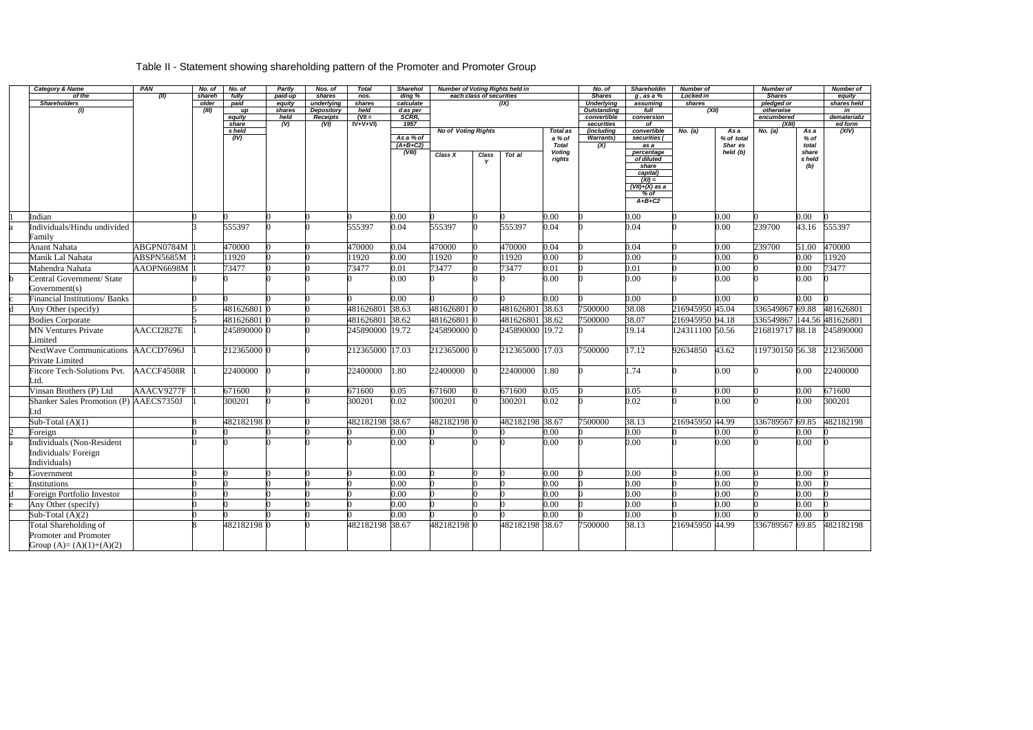# Table II - Statement showing shareholding pattern of the Promoter and Promoter Group

| | Category & Name of the Shareholders (I) | PAN (II) | No. of shareholder (III) | No. of fully paid up equity share s held (IV) | Partly paid-up equity shares held (V) | Nos. of shares underlying Depository Receipts (VI) | Total nos. shares held (VII = IV+V+VI) | Shareholding % calculated as per SCRR, 1957 As a % of (A+B+C2) (VIII) | Number of Voting Rights held in each class of securities (IX) | | | | No. of Shares Underlying Outstanding convertible securities (including Warrants) (X) | Shareholding , as a % assuming full conversion of convertible securities ( as a percentage of diluted share capital) (XI) = (VII)+(X) as a % of A+B+C2 | Number of Locked in shares (XII) | | Number of Shares pledged or otherwise encumbered (XIII) | | Number of equity shares held in dematerialized form (XIV) |
|---|---|---|---|---|---|---|---|---|---|---|---|---|---|---|---|---|---|---|---|
| | | | | | | | | | No of Voting Rights | | | Total as a % of Total Voting rights | | | No. (a) | As a % of total Shar es held (b) | No. (a) | As a % of total share s held (b) | |
| | | | | | | | | | Class X | Class Y | Tot al | | | | | | | | |
| 1 | Indian | | 0 | 0 | 0 | 0 | 0 | 0.00 | 0 | 0 | 0 | 0.00 | 0 | 0.00 | 0 | 0.00 | 0 | 0.00 | 0 |
| a | Individuals/Hindu undivided Family | | 3 | 555397 | 0 | 0 | 555397 | 0.04 | 555397 | 0 | 555397 | 0.04 | 0 | 0.04 | 0 | 0.00 | 239700 | 43.16 | 555397 |
| | Anant Nahata | ABGPN0784M | 1 | 470000 | 0 | 0 | 470000 | 0.04 | 470000 | 0 | 470000 | 0.04 | 0 | 0.04 | 0 | 0.00 | 239700 | 51.00 | 470000 |
| | Manik Lal Nahata | ABSPN5685M | 1 | 11920 | 0 | 0 | 11920 | 0.00 | 11920 | 0 | 11920 | 0.00 | 0 | 0.00 | 0 | 0.00 | 0 | 0.00 | 11920 |
| | Mahendra Nahata | AAOPN6698M | 1 | 73477 | 0 | 0 | 73477 | 0.01 | 73477 | 0 | 73477 | 0.01 | 0 | 0.01 | 0 | 0.00 | 0 | 0.00 | 73477 |
| b | Central Government/ State Government(s) | | 0 | 0 | 0 | 0 | 0 | 0.00 | 0 | 0 | 0 | 0.00 | 0 | 0.00 | 0 | 0.00 | 0 | 0.00 | 0 |
| c | Financial Institutions/ Banks | | 0 | 0 | 0 | 0 | 0 | 0.00 | 0 | 0 | 0 | 0.00 | 0 | 0.00 | 0 | 0.00 | 0 | 0.00 | 0 |
| d | Any Other (specify) | | 5 | 481626801 | 0 | 0 | 481626801 | 38.63 | 481626801 | 0 | 481626801 | 38.63 | 7500000 | 38.08 | 216945950 | 45.04 | 336549867 | 69.88 | 481626801 |
| | Bodies Corporate | | 5 | 481626801 | 0 | 0 | 481626801 | 38.62 | 481626801 | 0 | 481626801 | 38.62 | 7500000 | 38.07 | 216945950 | 94.18 | 336549867 | 144.56 | 481626801 |
| | MN Ventures Private Limited | AACCI2827E | 1 | 245890000 | 0 | 0 | 245890000 | 19.72 | 245890000 | 0 | 245890000 | 19.72 | 0 | 19.14 | 124311100 | 50.56 | 216819717 | 88.18 | 245890000 |
| | NextWave Communications Private Limited | AACCD7696J | 1 | 212365000 | 0 | 0 | 212365000 | 17.03 | 212365000 | 0 | 212365000 | 17.03 | 7500000 | 17.12 | 92634850 | 43.62 | 119730150 | 56.38 | 212365000 |
| | Fitcore Tech-Solutions Pvt. Ltd. | AACCF4508R | 1 | 22400000 | 0 | 0 | 22400000 | 1.80 | 22400000 | 0 | 22400000 | 1.80 | 0 | 1.74 | 0 | 0.00 | 0 | 0.00 | 22400000 |
| | Vinsan Brothers (P) Ltd | AAACV9277F | 1 | 671600 | 0 | 0 | 671600 | 0.05 | 671600 | 0 | 671600 | 0.05 | 0 | 0.05 | 0 | 0.00 | 0 | 0.00 | 671600 |
| | Shanker Sales Promotion (P) Ltd | AAECS7350J | 1 | 300201 | 0 | 0 | 300201 | 0.02 | 300201 | 0 | 300201 | 0.02 | 0 | 0.02 | 0 | 0.00 | 0 | 0.00 | 300201 |
| | Sub-Total (A)(1) | | 8 | 482182198 | 0 | 0 | 482182198 | 38.67 | 482182198 | 0 | 482182198 | 38.67 | 7500000 | 38.13 | 216945950 | 44.99 | 336789567 | 69.85 | 482182198 |
| 2 | Foreign | | 0 | 0 | 0 | 0 | 0 | 0.00 | 0 | 0 | 0 | 0.00 | 0 | 0.00 | 0 | 0.00 | 0 | 0.00 | 0 |
| a | Individuals (Non-Resident Individuals/ Foreign Individuals) | | 0 | 0 | 0 | 0 | 0 | 0.00 | 0 | 0 | 0 | 0.00 | 0 | 0.00 | 0 | 0.00 | 0 | 0.00 | 0 |
| b | Government | | 0 | 0 | 0 | 0 | 0 | 0.00 | 0 | 0 | 0 | 0.00 | 0 | 0.00 | 0 | 0.00 | 0 | 0.00 | 0 |
| c | Institutions | | 0 | 0 | 0 | 0 | 0 | 0.00 | 0 | 0 | 0 | 0.00 | 0 | 0.00 | 0 | 0.00 | 0 | 0.00 | 0 |
| d | Foreign Portfolio Investor | | 0 | 0 | 0 | 0 | 0 | 0.00 | 0 | 0 | 0 | 0.00 | 0 | 0.00 | 0 | 0.00 | 0 | 0.00 | 0 |
| e | Any Other (specify) | | 0 | 0 | 0 | 0 | 0 | 0.00 | 0 | 0 | 0 | 0.00 | 0 | 0.00 | 0 | 0.00 | 0 | 0.00 | 0 |
| | Sub-Total (A)(2) | | 0 | 0 | 0 | 0 | 0 | 0.00 | 0 | 0 | 0 | 0.00 | 0 | 0.00 | 0 | 0.00 | 0 | 0.00 | 0 |
| | Total Shareholding of Promoter and Promoter Group (A)= (A)(1)+(A)(2) | | 8 | 482182198 | 0 | 0 | 482182198 | 38.67 | 482182198 | 0 | 482182198 | 38.67 | 7500000 | 38.13 | 216945950 | 44.99 | 336789567 | 69.85 | 482182198 |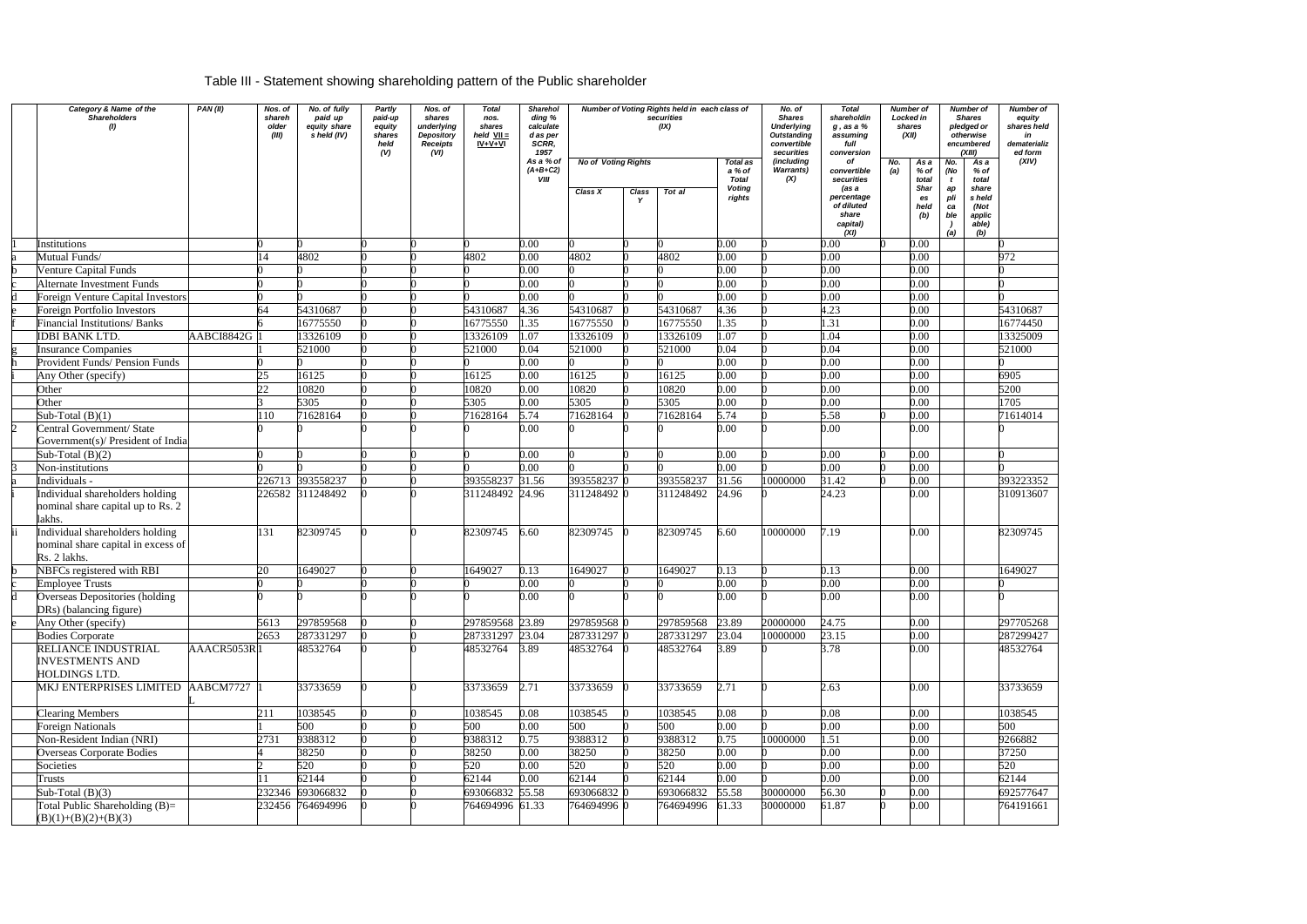Table III - Statement showing shareholding pattern of the Public shareholder

| | Category & Name of the Shareholders (I) | PAN (II) | Nos. of shareholder (III) | No. of fully paid up equity shares held (IV) | Partly paid-up equity shares held (V) | Nos. of shares underlying Depository Receipts (VI) | Total nos. shares held VII = IV+V+VI | Shareholding % calculated as per SCRR, 1957 As a % of (A+B+C2) VIII | Number of Voting Rights held in each class of securities (IX) | | | | No. of Shares Underlying Outstanding convertible securities (including Warrants) (X) | Total shareholding, as a % assuming full conversion of convertible securities (as a percentage of diluted share capital) (XI) | Number of Locked in shares (XII) | | Number of Shares pledged or otherwise encumbered (XIII) | | Number of equity shares held in dematerialized form (XIV) |
|---|---|---|---|---|---|---|---|---|---|---|---|---|---|---|---|---|---|---|---|
| | | | | | | | | | No of Voting Rights | | | Total as a % of Total Voting rights | | | No. (a) | As a % of total Shares held (b) | No. (Not applicable) (a) | As a % of total share s held (Not applicable) (b) | |
| | | | | | | | | | Class X | Class Y | Total | | | | | | | | |
| 1 | Institutions | | 0 | 0 | 0 | 0 | 0 | 0.00 | 0 | 0 | 0 | 0.00 | 0 | 0.00 | 0 | 0.00 | | | 0 |
| a | Mutual Funds/ | | 14 | 4802 | 0 | 0 | 4802 | 0.00 | 4802 | 0 | 4802 | 0.00 | 0 | 0.00 | | 0.00 | | | 972 |
| b | Venture Capital Funds | | 0 | 0 | 0 | 0 | 0 | 0.00 | 0 | 0 | 0 | 0.00 | 0 | 0.00 | | 0.00 | | | 0 |
| c | Alternate Investment Funds | | 0 | 0 | 0 | 0 | 0 | 0.00 | 0 | 0 | 0 | 0.00 | 0 | 0.00 | | 0.00 | | | 0 |
| d | Foreign Venture Capital Investors | | 0 | 0 | 0 | 0 | 0 | 0.00 | 0 | 0 | 0 | 0.00 | 0 | 0.00 | | 0.00 | | | 0 |
| e | Foreign Portfolio Investors | | 64 | 54310687 | 0 | 0 | 54310687 | 4.36 | 54310687 | 0 | 54310687 | 4.36 | 0 | 4.23 | | 0.00 | | | 54310687 |
| f | Financial Institutions/ Banks | | 6 | 16775550 | 0 | 0 | 16775550 | 1.35 | 16775550 | 0 | 16775550 | 1.35 | 0 | 1.31 | | 0.00 | | | 16774450 |
| | IDBI BANK LTD. | AABCI8842G | 1 | 13326109 | 0 | 0 | 13326109 | 1.07 | 13326109 | 0 | 13326109 | 1.07 | 0 | 1.04 | | 0.00 | | | 13325009 |
| g | Insurance Companies | | 1 | 521000 | 0 | 0 | 521000 | 0.04 | 521000 | 0 | 521000 | 0.04 | 0 | 0.04 | | 0.00 | | | 521000 |
| h | Provident Funds/ Pension Funds | | 0 | 0 | 0 | 0 | 0 | 0.00 | 0 | 0 | 0 | 0.00 | 0 | 0.00 | | 0.00 | | | 0 |
| i | Any Other (specify) | | 25 | 16125 | 0 | 0 | 16125 | 0.00 | 16125 | 0 | 16125 | 0.00 | 0 | 0.00 | | 0.00 | | | 6905 |
| | Other | | 22 | 10820 | 0 | 0 | 10820 | 0.00 | 10820 | 0 | 10820 | 0.00 | 0 | 0.00 | | 0.00 | | | 5200 |
| | Other | | 3 | 5305 | 0 | 0 | 5305 | 0.00 | 5305 | 0 | 5305 | 0.00 | 0 | 0.00 | | 0.00 | | | 1705 |
| | Sub-Total (B)(1) | | 110 | 71628164 | 0 | 0 | 71628164 | 5.74 | 71628164 | 0 | 71628164 | 5.74 | 0 | 5.58 | 0 | 0.00 | | | 71614014 |
| 2 | Central Government/ State Government(s)/ President of India | | 0 | 0 | 0 | 0 | 0 | 0.00 | 0 | 0 | 0 | 0.00 | 0 | 0.00 | | 0.00 | | | 0 |
| | Sub-Total (B)(2) | | 0 | 0 | 0 | 0 | 0 | 0.00 | 0 | 0 | 0 | 0.00 | 0 | 0.00 | 0 | 0.00 | | | 0 |
| 3 | Non-institutions | | 0 | 0 | 0 | 0 | 0 | 0.00 | 0 | 0 | 0 | 0.00 | 0 | 0.00 | 0 | 0.00 | | | 0 |
| a | Individuals - | | 226713 | 393558237 | 0 | 0 | 393558237 | 31.56 | 393558237 | 0 | 393558237 | 31.56 | 10000000 | 31.42 | 0 | 0.00 | | | 393223352 |
| i | Individual shareholders holding nominal share capital up to Rs. 2 lakhs. | | 226582 | 311248492 | 0 | 0 | 311248492 | 24.96 | 311248492 | 0 | 311248492 | 24.96 | 0 | 24.23 | | 0.00 | | | 310913607 |
| ii | Individual shareholders holding nominal share capital in excess of Rs. 2 lakhs. | | 131 | 82309745 | 0 | 0 | 82309745 | 6.60 | 82309745 | 0 | 82309745 | 6.60 | 10000000 | 7.19 | | 0.00 | | | 82309745 |
| b | NBFCs registered with RBI | | 20 | 1649027 | 0 | 0 | 1649027 | 0.13 | 1649027 | 0 | 1649027 | 0.13 | 0 | 0.13 | | 0.00 | | | 1649027 |
| c | Employee Trusts | | 0 | 0 | 0 | 0 | 0 | 0.00 | 0 | 0 | 0 | 0.00 | 0 | 0.00 | | 0.00 | | | 0 |
| d | Overseas Depositories (holding DRs) (balancing figure) | | 0 | 0 | 0 | 0 | 0 | 0.00 | 0 | 0 | 0 | 0.00 | 0 | 0.00 | | 0.00 | | | 0 |
| e | Any Other (specify) | | 5613 | 297859568 | 0 | 0 | 297859568 | 23.89 | 297859568 | 0 | 297859568 | 23.89 | 20000000 | 24.75 | | 0.00 | | | 297705268 |
| | Bodies Corporate | | 2653 | 287331297 | 0 | 0 | 287331297 | 23.04 | 287331297 | 0 | 287331297 | 23.04 | 10000000 | 23.15 | | 0.00 | | | 287299427 |
| | RELIANCE INDUSTRIAL INVESTMENTS AND HOLDINGS LTD. | AAACR5053R | 1 | 48532764 | 0 | 0 | 48532764 | 3.89 | 48532764 | 0 | 48532764 | 3.89 | 0 | 3.78 | | 0.00 | | | 48532764 |
| | MKJ ENTERPRISES LIMITED | AABCM7727L | 1 | 33733659 | 0 | 0 | 33733659 | 2.71 | 33733659 | 0 | 33733659 | 2.71 | 0 | 2.63 | | 0.00 | | | 33733659 |
| | Clearing Members | | 211 | 1038545 | 0 | 0 | 1038545 | 0.08 | 1038545 | 0 | 1038545 | 0.08 | 0 | 0.08 | | 0.00 | | | 1038545 |
| | Foreign Nationals | | 1 | 500 | 0 | 0 | 500 | 0.00 | 500 | 0 | 500 | 0.00 | 0 | 0.00 | | 0.00 | | | 500 |
| | Non-Resident Indian (NRI) | | 2731 | 9388312 | 0 | 0 | 9388312 | 0.75 | 9388312 | 0 | 9388312 | 0.75 | 10000000 | 1.51 | | 0.00 | | | 9266882 |
| | Overseas Corporate Bodies | | 4 | 38250 | 0 | 0 | 38250 | 0.00 | 38250 | 0 | 38250 | 0.00 | 0 | 0.00 | | 0.00 | | | 37250 |
| | Societies | | 2 | 520 | 0 | 0 | 520 | 0.00 | 520 | 0 | 520 | 0.00 | 0 | 0.00 | | 0.00 | | | 520 |
| | Trusts | | 11 | 62144 | 0 | 0 | 62144 | 0.00 | 62144 | 0 | 62144 | 0.00 | 0 | 0.00 | | 0.00 | | | 62144 |
| | Sub-Total (B)(3) | | 232346 | 693066832 | 0 | 0 | 693066832 | 55.58 | 693066832 | 0 | 693066832 | 55.58 | 30000000 | 56.30 | 0 | 0.00 | | | 692577647 |
| | Total Public Shareholding (B)= (B)(1)+(B)(2)+(B)(3) | | 232456 | 764694996 | 0 | 0 | 764694996 | 61.33 | 764694996 | 0 | 764694996 | 61.33 | 30000000 | 61.87 | 0 | 0.00 | | | 764191661 |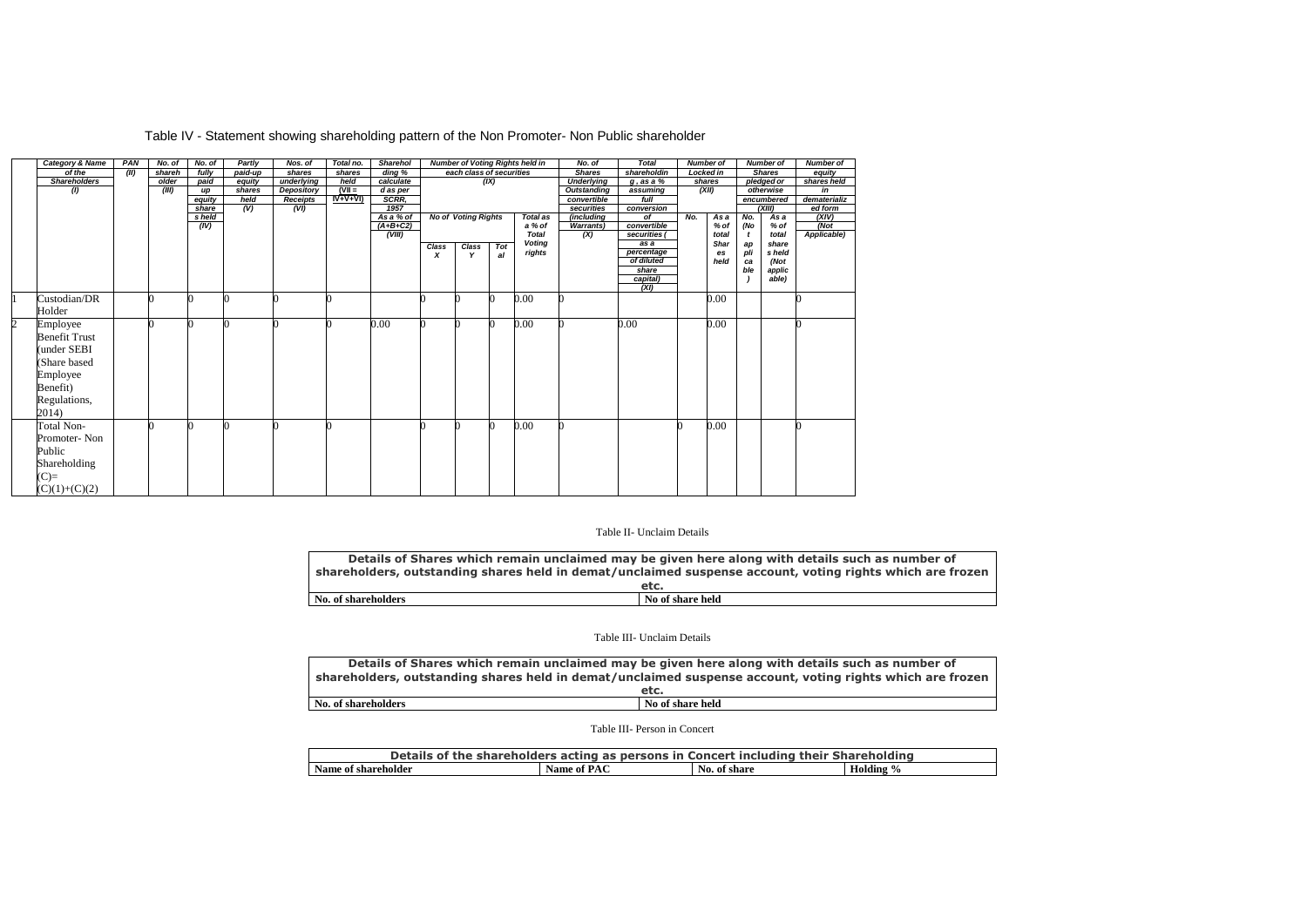## Table IV - Statement showing shareholding pattern of the Non Promoter- Non Public shareholder

| | Category & Name of the Shareholders (I) | PAN (II) | No. of shareholder (III) | No. of fully paid up equity share s held (IV) | Partly paid-up equity shares held (V) | Nos. of shares underlying Depository Receipts (VI) | Total no. shares held (VII = IV+V+VI) | Sharehol ding % calculate d as per SCRR, 1957 As a % of (A+B+C2) (VIII) | Number of Voting Rights held in each class of securities (IX) | | | | No. of Shares Underlying Outstanding convertible securities (including Warrants) (X) | Total shareholdin g , as a % assuming full conversion of convertible securities ( as a percentage of diluted share capital) (XI) | Number of Locked in shares (XII) | | Number of Shares pledged or otherwise encumbered (XIII) | | Number of equity shares held in dematerializ ed form (XIV) (Not Applicable) |
|---|---|---|---|---|---|---|---|---|---|---|---|---|---|---|---|---|---|---|---|
| | | | | | | | | | No of Voting Rights | | | Total as a % of Total Voting rights | | | No. | As a % of total Shar es held | No. (No t ap pli ca ble ) | As a % of total share s held (Not applic able) | |
| | | | | | | | | | Class X | Class Y | Tot al | | | | | | | | |
| 1 | Custodian/DR Holder | | 0 | 0 | 0 | 0 | 0 | | 0 | 0 | 0 | 0.00 | 0 | | | 0.00 | | | 0 |
| 2 | Employee Benefit Trust (under SEBI (Share based Employee Benefit) Regulations, 2014) | | 0 | 0 | 0 | 0 | 0 | 0.00 | 0 | 0 | 0 | 0.00 | 0 | 0.00 | | 0.00 | | | 0 |
| | Total Non-Promoter- Non Public Shareholding (C)= (C)(1)+(C)(2) | | 0 | 0 | 0 | 0 | 0 | | 0 | 0 | 0 | 0.00 | 0 | | 0 | 0.00 | | | 0 |

Table II- Unclaim Details

| Details of Shares which remain unclaimed may be given here along with details such as number of shareholders, outstanding shares held in demat/unclaimed suspense account, voting rights which are frozen etc. | |
|---|---|
| **No. of shareholders** | **No of share held** |

Table III- Unclaim Details

| Details of Shares which remain unclaimed may be given here along with details such as number of shareholders, outstanding shares held in demat/unclaimed suspense account, voting rights which are frozen etc. | |
|---|---|
| **No. of shareholders** | **No of share held** |

Table III- Person in Concert

| Details of the shareholders acting as persons in Concert including their Shareholding | | | |
|---|---|---|---|
| **Name of shareholder** | **Name of PAC** | **No. of share** | **Holding %** |